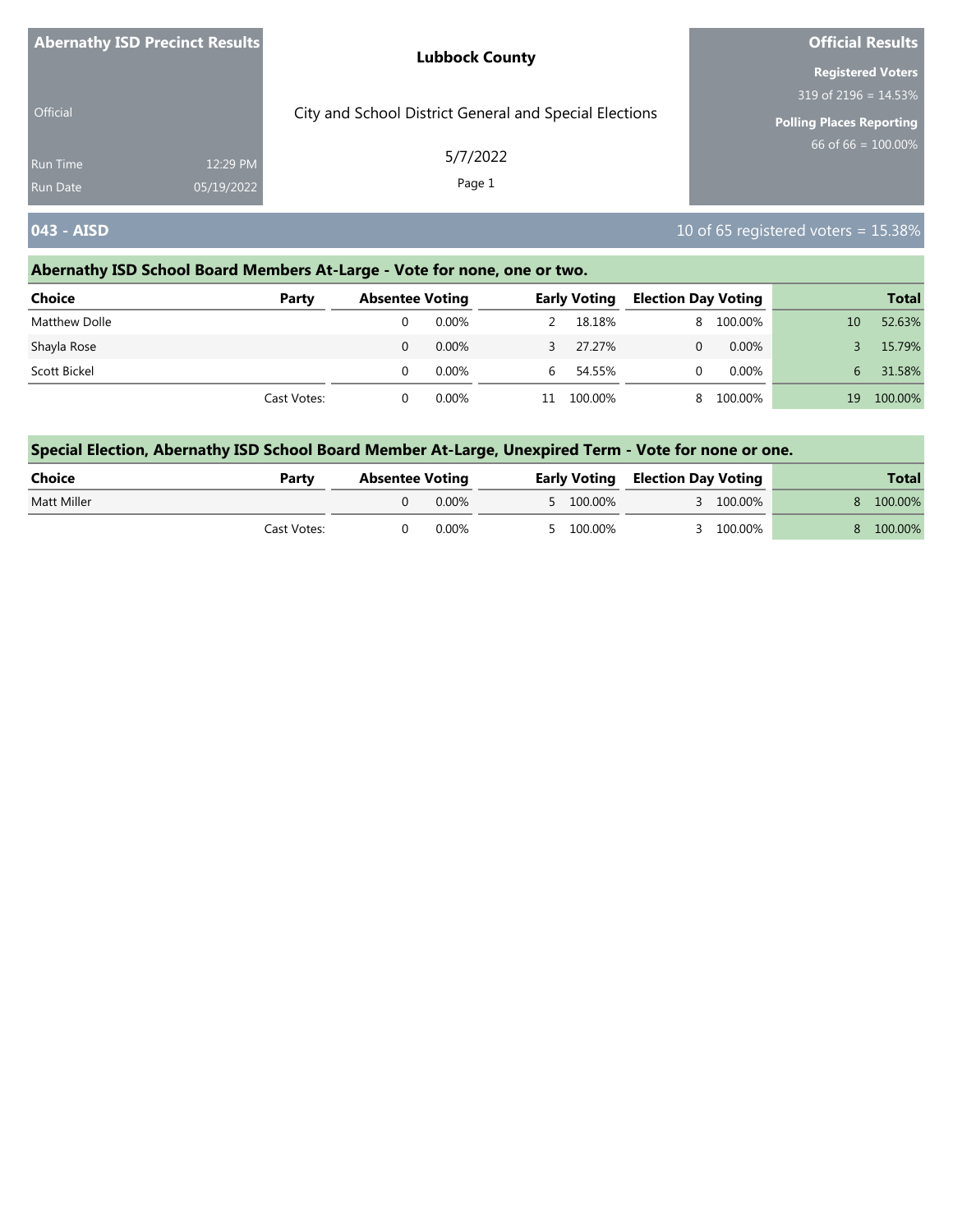**Abernathy ISD Precinct Results**

Official

| | |
|---|---|
| Run Time | 12:29 PM |
| Run Date | 05/19/2022 |

**Lubbock County**

City and School District General and Special Elections

5/7/2022

**Official Results**

**Registered Voters**
319 of 2196 = 14.53%

**Polling Places Reporting**
66 of 66 = 100.00%

## 043 - AISD

10 of 65 registered voters = 15.38%

### Abernathy ISD School Board Members At-Large - Vote for none, one or two.

| Choice | Party | Absentee Voting | | Early Voting | | Election Day Voting | | Total | |
|---|---|---|---|---|---|---|---|---|---|
| Matthew Dolle | | 0 | 0.00% | 2 | 18.18% | 8 | 100.00% | 10 | 52.63% |
| Shayla Rose | | 0 | 0.00% | 3 | 27.27% | 0 | 0.00% | 3 | 15.79% |
| Scott Bickel | | 0 | 0.00% | 6 | 54.55% | 0 | 0.00% | 6 | 31.58% |
| | Cast Votes: | 0 | 0.00% | 11 | 100.00% | 8 | 100.00% | 19 | 100.00% |

### Special Election, Abernathy ISD School Board Member At-Large, Unexpired Term - Vote for none or one.

| Choice | Party | Absentee Voting | | Early Voting | | Election Day Voting | | Total | |
|---|---|---|---|---|---|---|---|---|---|
| Matt Miller | | 0 | 0.00% | 5 | 100.00% | 3 | 100.00% | 8 | 100.00% |
| | Cast Votes: | 0 | 0.00% | 5 | 100.00% | 3 | 100.00% | 8 | 100.00% |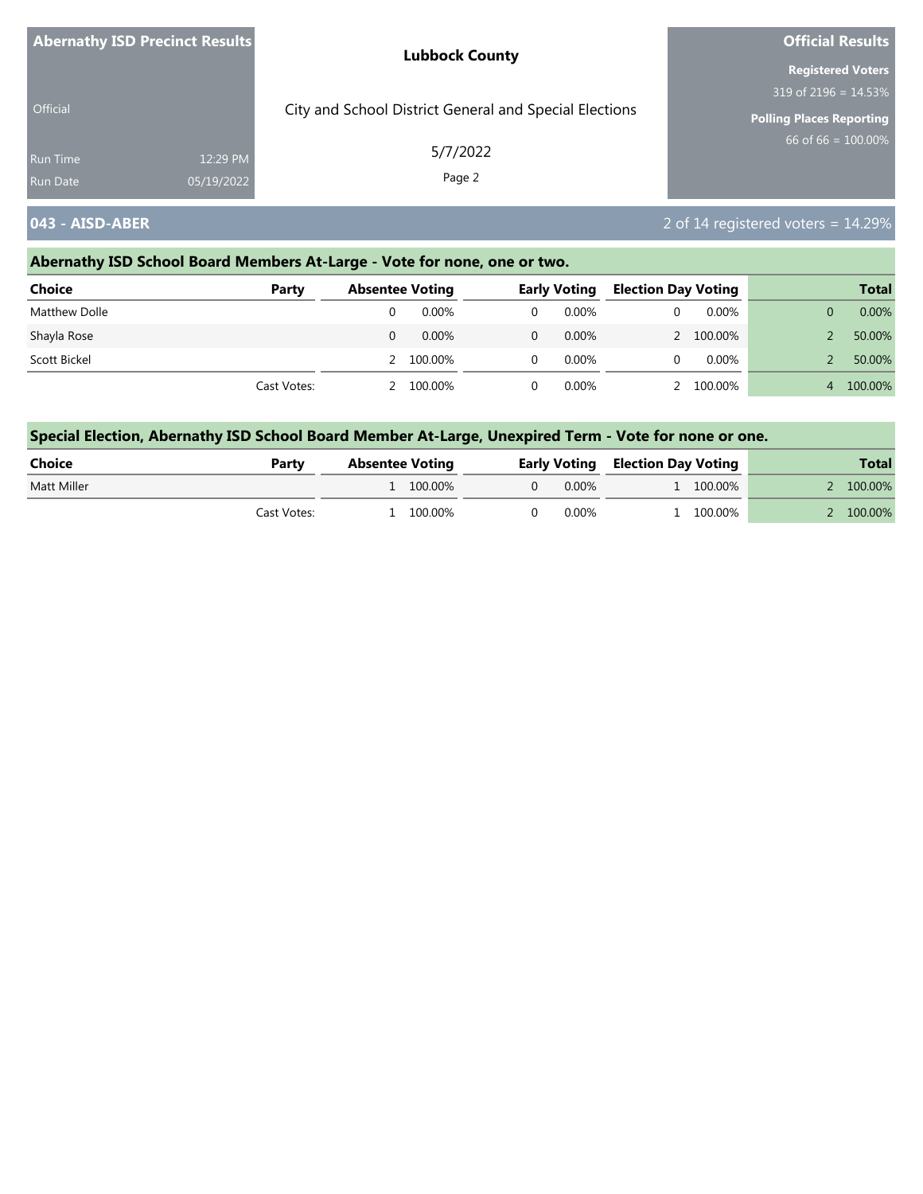**Abernathy ISD Precinct Results**

Official

Run Time 12:29 PM
Run Date 05/19/2022

**Lubbock County**

City and School District General and Special Elections

5/7/2022

**Official Results**

**Registered Voters**
319 of 2196 = 14.53%

**Polling Places Reporting**
66 of 66 = 100.00%

## 043 - AISD-ABER

2 of 14 registered voters = 14.29%

### Abernathy ISD School Board Members At-Large - Vote for none, one or two.

| Choice | Party | Absentee Voting | | Early Voting | | Election Day Voting | | Total | |
|---|---|---|---|---|---|---|---|---|---|
| Matthew Dolle | | 0 | 0.00% | 0 | 0.00% | 0 | 0.00% | 0 | 0.00% |
| Shayla Rose | | 0 | 0.00% | 0 | 0.00% | 2 | 100.00% | 2 | 50.00% |
| Scott Bickel | | 2 | 100.00% | 0 | 0.00% | 0 | 0.00% | 2 | 50.00% |
| | Cast Votes: | 2 | 100.00% | 0 | 0.00% | 2 | 100.00% | 4 | 100.00% |

### Special Election, Abernathy ISD School Board Member At-Large, Unexpired Term - Vote for none or one.

| Choice | Party | Absentee Voting | | Early Voting | | Election Day Voting | | Total | |
|---|---|---|---|---|---|---|---|---|---|
| Matt Miller | | 1 | 100.00% | 0 | 0.00% | 1 | 100.00% | 2 | 100.00% |
| | Cast Votes: | 1 | 100.00% | 0 | 0.00% | 1 | 100.00% | 2 | 100.00% |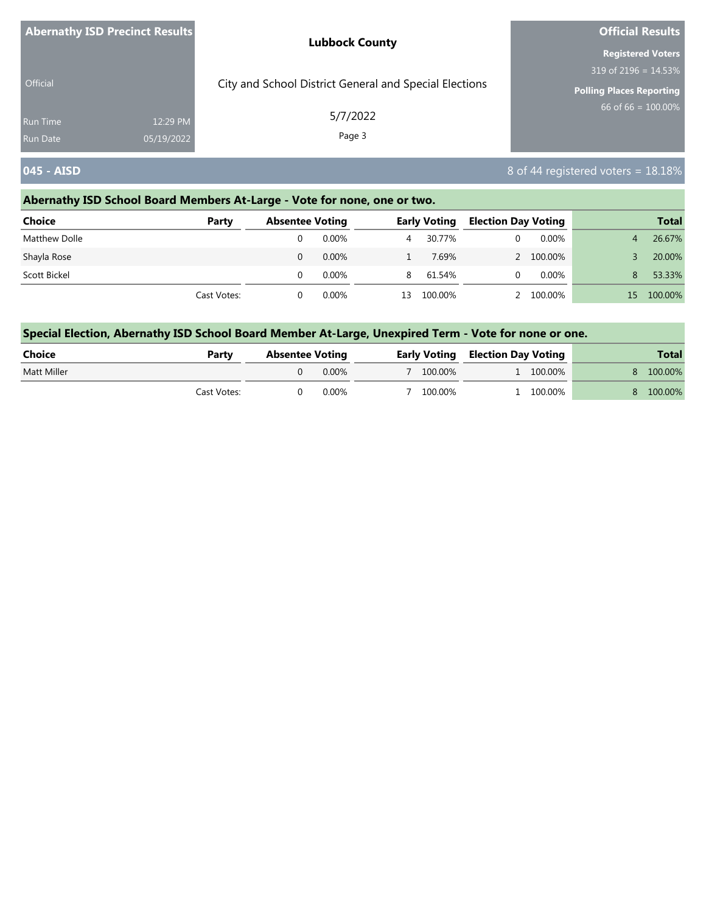Abernathy ISD Precinct Results

Official

Run Time 12:29 PM
Run Date 05/19/2022

**Lubbock County**

City and School District General and Special Elections

5/7/2022

**Official Results**

**Registered Voters**
319 of 2196 = 14.53%

**Polling Places Reporting**
66 of 66 = 100.00%

## 045 - AISD

8 of 44 registered voters = 18.18%

### Abernathy ISD School Board Members At-Large - Vote for none, one or two.

| Choice | Party | Absentee Voting | | Early Voting | | Election Day Voting | | Total | |
|---|---|---|---|---|---|---|---|---|---|
| Matthew Dolle | | 0 | 0.00% | 4 | 30.77% | 0 | 0.00% | 4 | 26.67% |
| Shayla Rose | | 0 | 0.00% | 1 | 7.69% | 2 | 100.00% | 3 | 20.00% |
| Scott Bickel | | 0 | 0.00% | 8 | 61.54% | 0 | 0.00% | 8 | 53.33% |
| | Cast Votes: | 0 | 0.00% | 13 | 100.00% | 2 | 100.00% | 15 | 100.00% |

### Special Election, Abernathy ISD School Board Member At-Large, Unexpired Term - Vote for none or one.

| Choice | Party | Absentee Voting | | Early Voting | | Election Day Voting | | Total | |
|---|---|---|---|---|---|---|---|---|---|
| Matt Miller | | 0 | 0.00% | 7 | 100.00% | 1 | 100.00% | 8 | 100.00% |
| | Cast Votes: | 0 | 0.00% | 7 | 100.00% | 1 | 100.00% | 8 | 100.00% |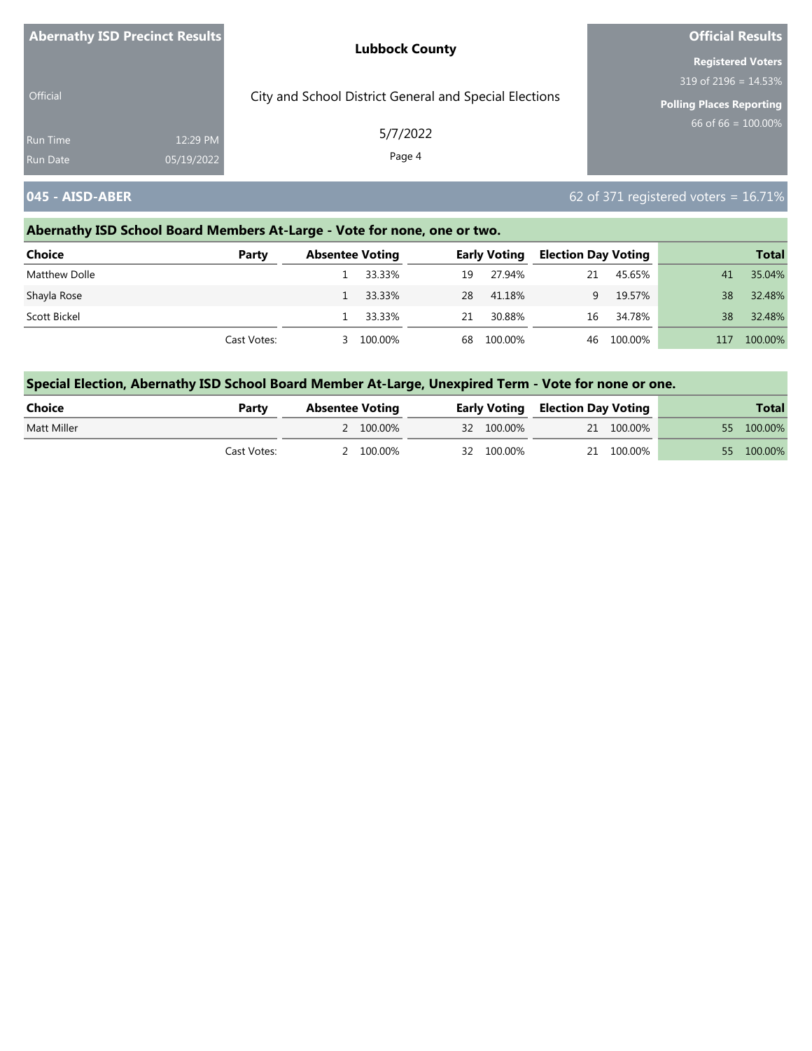## 045 - AISD-ABER

62 of 371 registered voters = 16.71%

### Abernathy ISD School Board Members At-Large - Vote for none, one or two.

| Choice | Party | Absentee Voting | | Early Voting | | Election Day Voting | | Total | |
|---|---|---|---|---|---|---|---|---|---|
| Matthew Dolle | | 1 | 33.33% | 19 | 27.94% | 21 | 45.65% | 41 | 35.04% |
| Shayla Rose | | 1 | 33.33% | 28 | 41.18% | 9 | 19.57% | 38 | 32.48% |
| Scott Bickel | | 1 | 33.33% | 21 | 30.88% | 16 | 34.78% | 38 | 32.48% |
| | Cast Votes: | 3 | 100.00% | 68 | 100.00% | 46 | 100.00% | 117 | 100.00% |

### Special Election, Abernathy ISD School Board Member At-Large, Unexpired Term - Vote for none or one.

| Choice | Party | Absentee Voting | | Early Voting | | Election Day Voting | | Total | |
|---|---|---|---|---|---|---|---|---|---|
| Matt Miller | | 2 | 100.00% | 32 | 100.00% | 21 | 100.00% | 55 | 100.00% |
| | Cast Votes: | 2 | 100.00% | 32 | 100.00% | 21 | 100.00% | 55 | 100.00% |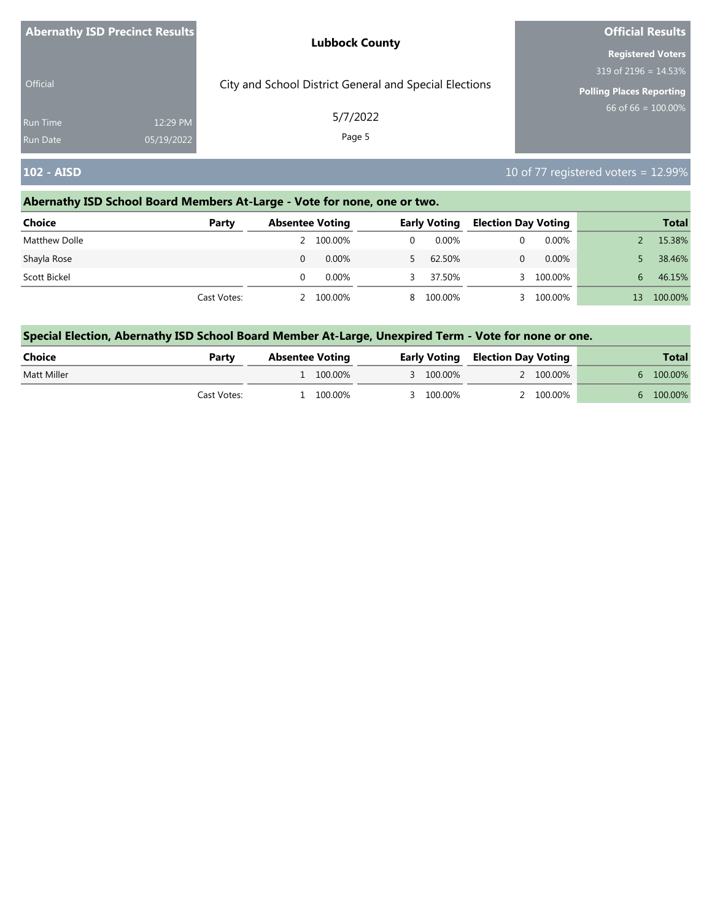**Abernathy ISD Precinct Results**

Official

Run Time 12:29 PM
Run Date 05/19/2022

**Lubbock County**

City and School District General and Special Elections

5/7/2022

**Official Results**

**Registered Voters**
319 of 2196 = 14.53%

**Polling Places Reporting**
66 of 66 = 100.00%

## 102 - AISD

10 of 77 registered voters = 12.99%

### Abernathy ISD School Board Members At-Large - Vote for none, one or two.

| Choice | Party | Absentee Voting | | Early Voting | | Election Day Voting | | Total | |
|---|---|---|---|---|---|---|---|---|---|
| Matthew Dolle | | 2 | 100.00% | 0 | 0.00% | 0 | 0.00% | 2 | 15.38% |
| Shayla Rose | | 0 | 0.00% | 5 | 62.50% | 0 | 0.00% | 5 | 38.46% |
| Scott Bickel | | 0 | 0.00% | 3 | 37.50% | 3 | 100.00% | 6 | 46.15% |
| | Cast Votes: | 2 | 100.00% | 8 | 100.00% | 3 | 100.00% | 13 | 100.00% |

### Special Election, Abernathy ISD School Board Member At-Large, Unexpired Term - Vote for none or one.

| Choice | Party | Absentee Voting | | Early Voting | | Election Day Voting | | Total | |
|---|---|---|---|---|---|---|---|---|---|
| Matt Miller | | 1 | 100.00% | 3 | 100.00% | 2 | 100.00% | 6 | 100.00% |
| | Cast Votes: | 1 | 100.00% | 3 | 100.00% | 2 | 100.00% | 6 | 100.00% |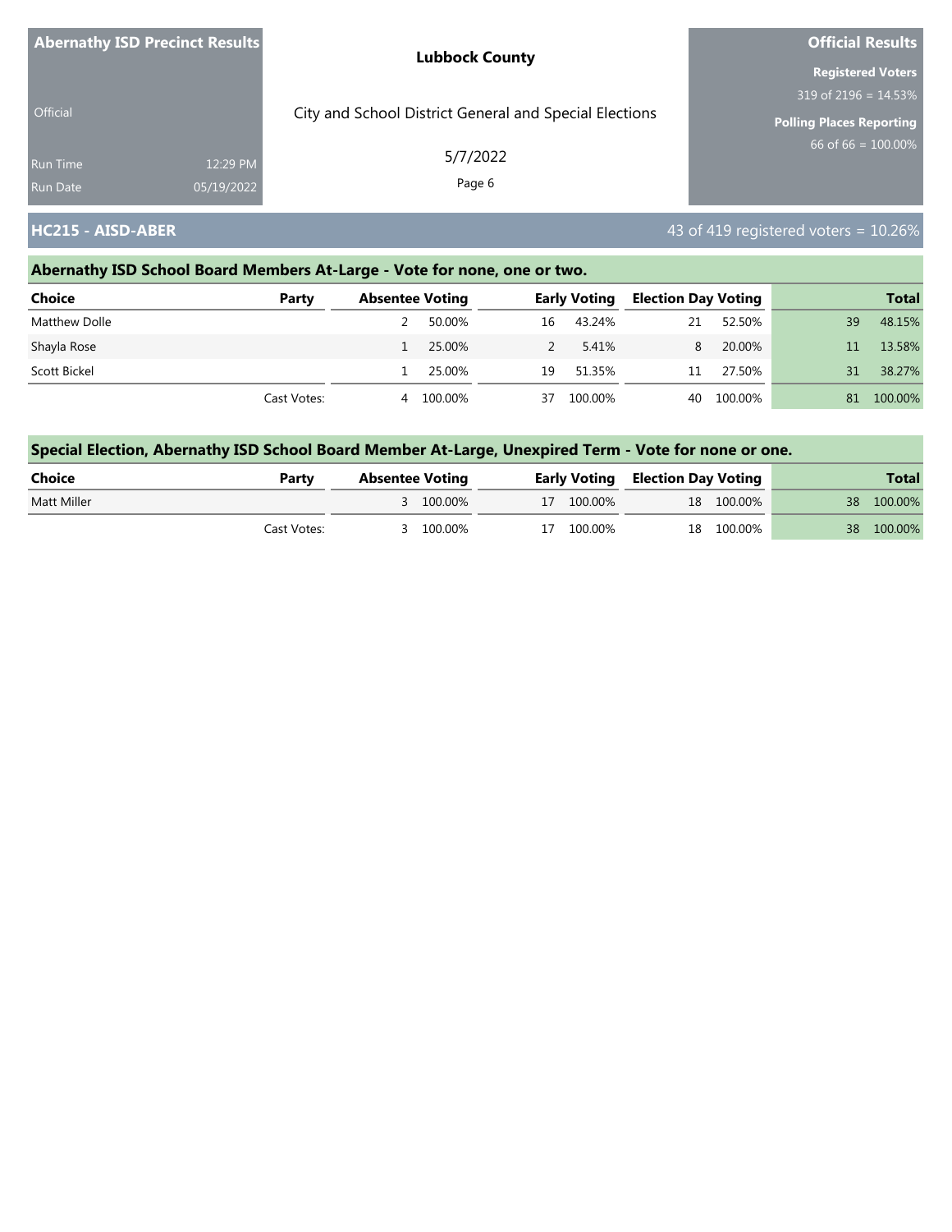**Abernathy ISD Precinct Results**

Official

Run Time 12:29 PM
Run Date 05/19/2022

**Lubbock County**

City and School District General and Special Elections

5/7/2022

**Official Results**

**Registered Voters**
319 of 2196 = 14.53%

**Polling Places Reporting**
66 of 66 = 100.00%

## HC215 - AISD-ABER

43 of 419 registered voters = 10.26%

### Abernathy ISD School Board Members At-Large - Vote for none, one or two.

| Choice | Party | Absentee Voting | | Early Voting | | Election Day Voting | | Total | |
|---|---|---|---|---|---|---|---|---|---|
| Matthew Dolle | | 2 | 50.00% | 16 | 43.24% | 21 | 52.50% | 39 | 48.15% |
| Shayla Rose | | 1 | 25.00% | 2 | 5.41% | 8 | 20.00% | 11 | 13.58% |
| Scott Bickel | | 1 | 25.00% | 19 | 51.35% | 11 | 27.50% | 31 | 38.27% |
| | Cast Votes: | 4 | 100.00% | 37 | 100.00% | 40 | 100.00% | 81 | 100.00% |

### Special Election, Abernathy ISD School Board Member At-Large, Unexpired Term - Vote for none or one.

| Choice | Party | Absentee Voting | | Early Voting | | Election Day Voting | | Total | |
|---|---|---|---|---|---|---|---|---|---|
| Matt Miller | | 3 | 100.00% | 17 | 100.00% | 18 | 100.00% | 38 | 100.00% |
| | Cast Votes: | 3 | 100.00% | 17 | 100.00% | 18 | 100.00% | 38 | 100.00% |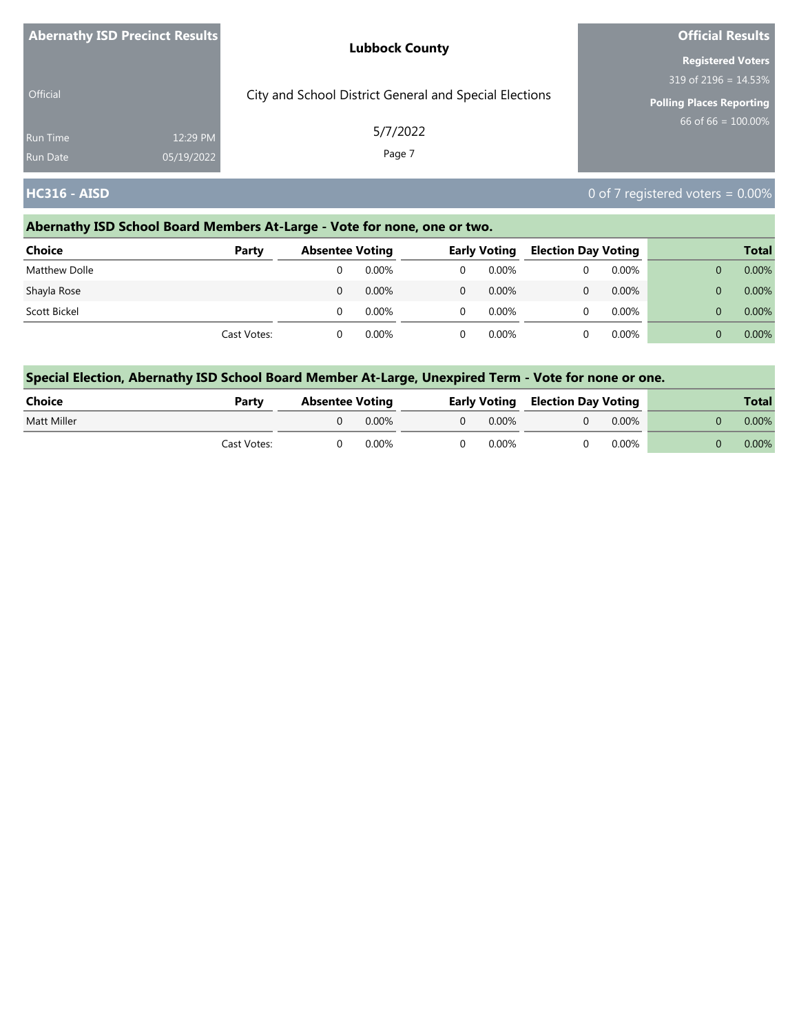**Abernathy ISD Precinct Results**

Official

Run Time 12:29 PM
Run Date 05/19/2022

**Lubbock County**

City and School District General and Special Elections

5/7/2022

**Official Results**

**Registered Voters**
319 of 2196 = 14.53%

**Polling Places Reporting**
66 of 66 = 100.00%

## HC316 - AISD

0 of 7 registered voters = 0.00%

### Abernathy ISD School Board Members At-Large - Vote for none, one or two.

| Choice | Party | Absentee Voting | | Early Voting | | Election Day Voting | | Total | |
|---|---|---|---|---|---|---|---|---|---|
| Matthew Dolle | | 0 | 0.00% | 0 | 0.00% | 0 | 0.00% | 0 | 0.00% |
| Shayla Rose | | 0 | 0.00% | 0 | 0.00% | 0 | 0.00% | 0 | 0.00% |
| Scott Bickel | | 0 | 0.00% | 0 | 0.00% | 0 | 0.00% | 0 | 0.00% |
| | Cast Votes: | 0 | 0.00% | 0 | 0.00% | 0 | 0.00% | 0 | 0.00% |

### Special Election, Abernathy ISD School Board Member At-Large, Unexpired Term - Vote for none or one.

| Choice | Party | Absentee Voting | | Early Voting | | Election Day Voting | | Total | |
|---|---|---|---|---|---|---|---|---|---|
| Matt Miller | | 0 | 0.00% | 0 | 0.00% | 0 | 0.00% | 0 | 0.00% |
| | Cast Votes: | 0 | 0.00% | 0 | 0.00% | 0 | 0.00% | 0 | 0.00% |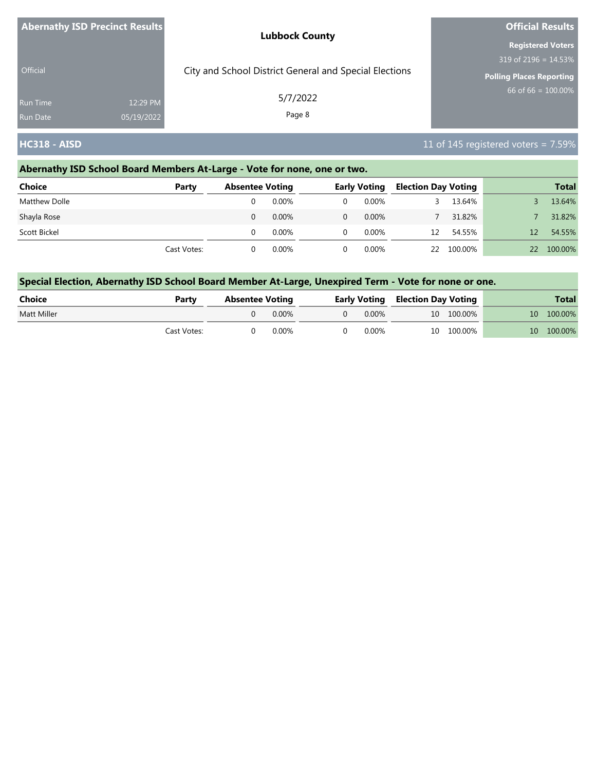**Abernathy ISD Precinct Results**

Official

Run Time 12:29 PM
Run Date 05/19/2022

**Lubbock County**

City and School District General and Special Elections

5/7/2022

**Official Results**

**Registered Voters**
319 of 2196 = 14.53%

**Polling Places Reporting**
66 of 66 = 100.00%

## HC318 - AISD

11 of 145 registered voters = 7.59%

### Abernathy ISD School Board Members At-Large - Vote for none, one or two.

| Choice | Party | Absentee Voting | | Early Voting | | Election Day Voting | | Total | |
|---|---|---|---|---|---|---|---|---|---|
| Matthew Dolle | | 0 | 0.00% | 0 | 0.00% | 3 | 13.64% | 3 | 13.64% |
| Shayla Rose | | 0 | 0.00% | 0 | 0.00% | 7 | 31.82% | 7 | 31.82% |
| Scott Bickel | | 0 | 0.00% | 0 | 0.00% | 12 | 54.55% | 12 | 54.55% |
| | Cast Votes: | 0 | 0.00% | 0 | 0.00% | 22 | 100.00% | 22 | 100.00% |

### Special Election, Abernathy ISD School Board Member At-Large, Unexpired Term - Vote for none or one.

| Choice | Party | Absentee Voting | | Early Voting | | Election Day Voting | | Total | |
|---|---|---|---|---|---|---|---|---|---|
| Matt Miller | | 0 | 0.00% | 0 | 0.00% | 10 | 100.00% | 10 | 100.00% |
| | Cast Votes: | 0 | 0.00% | 0 | 0.00% | 10 | 100.00% | 10 | 100.00% |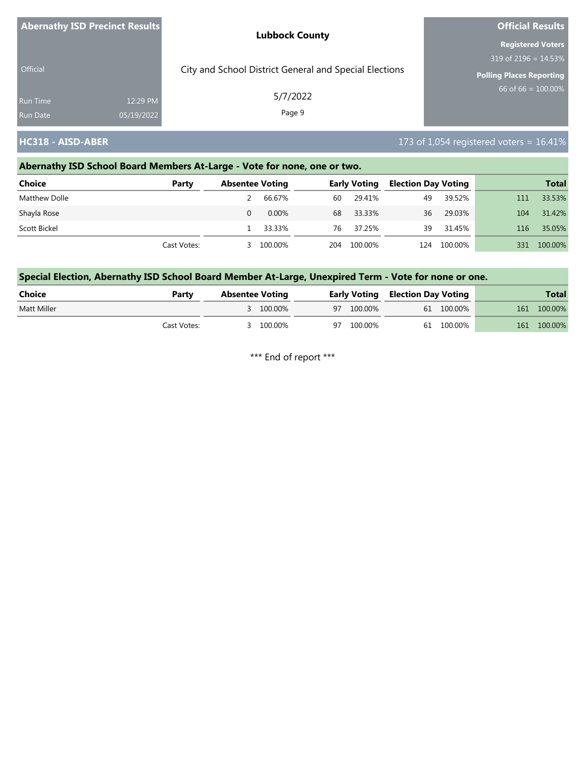**Abernathy ISD Precinct Results**

Official

Run Time 12:29 PM

Run Date 05/19/2022

**Lubbock County**

City and School District General and Special Elections

5/7/2022

**Official Results**

**Registered Voters**

319 of 2196 = 14.53%

**Polling Places Reporting**

66 of 66 = 100.00%

## HC318 - AISD-ABER

173 of 1,054 registered voters = 16.41%

### Abernathy ISD School Board Members At-Large - Vote for none, one or two.

| Choice | Party | Absentee Voting | | Early Voting | | Election Day Voting | | Total | |
|---|---|---|---|---|---|---|---|---|---|
| Matthew Dolle | | 2 | 66.67% | 60 | 29.41% | 49 | 39.52% | 111 | 33.53% |
| Shayla Rose | | 0 | 0.00% | 68 | 33.33% | 36 | 29.03% | 104 | 31.42% |
| Scott Bickel | | 1 | 33.33% | 76 | 37.25% | 39 | 31.45% | 116 | 35.05% |
| | Cast Votes: | 3 | 100.00% | 204 | 100.00% | 124 | 100.00% | 331 | 100.00% |

### Special Election, Abernathy ISD School Board Member At-Large, Unexpired Term - Vote for none or one.

| Choice | Party | Absentee Voting | | Early Voting | | Election Day Voting | | Total | |
|---|---|---|---|---|---|---|---|---|---|
| Matt Miller | | 3 | 100.00% | 97 | 100.00% | 61 | 100.00% | 161 | 100.00% |
| | Cast Votes: | 3 | 100.00% | 97 | 100.00% | 61 | 100.00% | 161 | 100.00% |

*** End of report ***